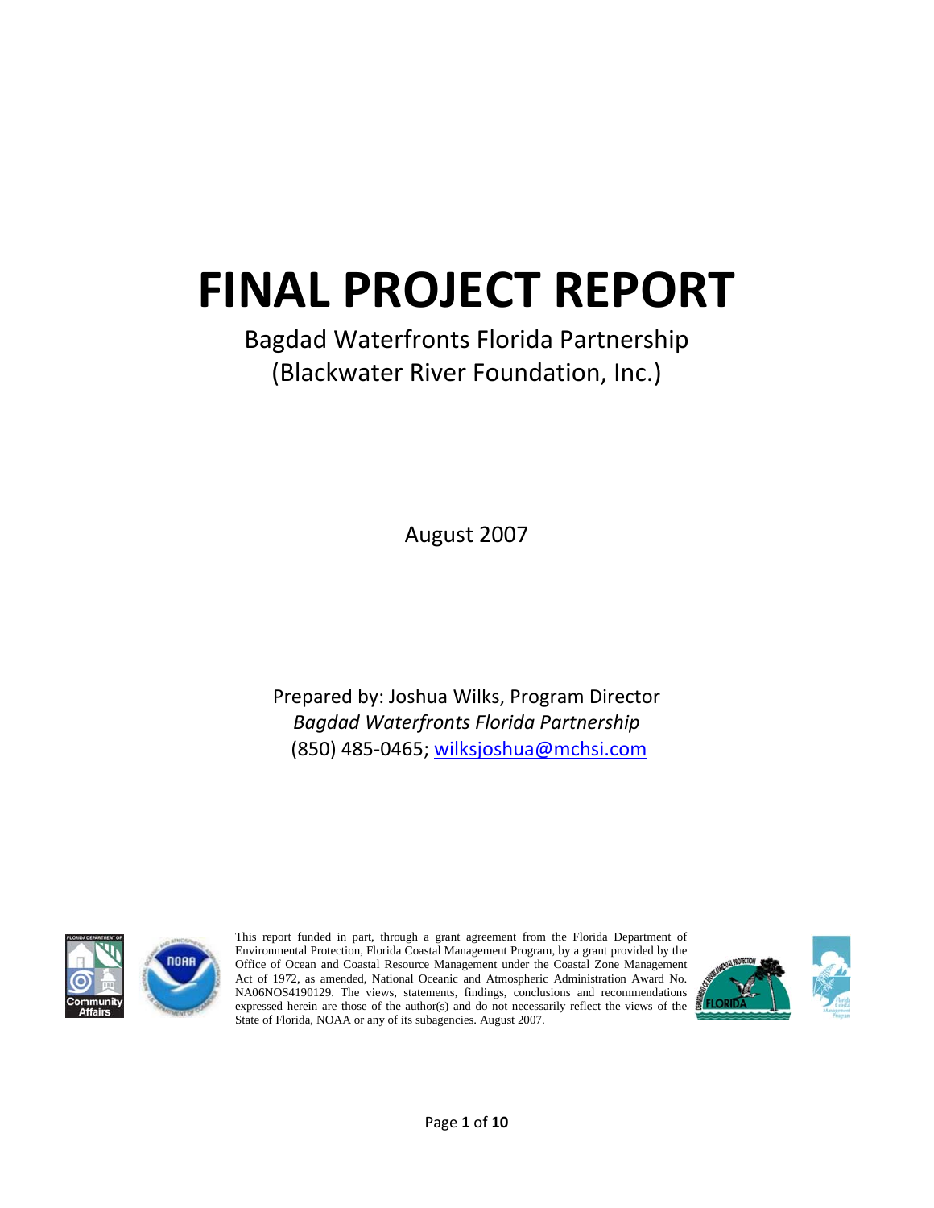# FINAL PROJECT REPORT

Bagdad Waterfronts Florida Partnership
(Blackwater River Foundation, Inc.)

August 2007

Prepared by: Joshua Wilks, Program Director
*Bagdad Waterfronts Florida Partnership*
(850) 485-0465; wilksjoshua@mchsi.com

This report funded in part, through a grant agreement from the Florida Department of Environmental Protection, Florida Coastal Management Program, by a grant provided by the Office of Ocean and Coastal Resource Management under the Coastal Zone Management Act of 1972, as amended, National Oceanic and Atmospheric Administration Award No. NA06NOS4190129. The views, statements, findings, conclusions and recommendations expressed herein are those of the author(s) and do not necessarily reflect the views of the State of Florida, NOAA or any of its subagencies. August 2007.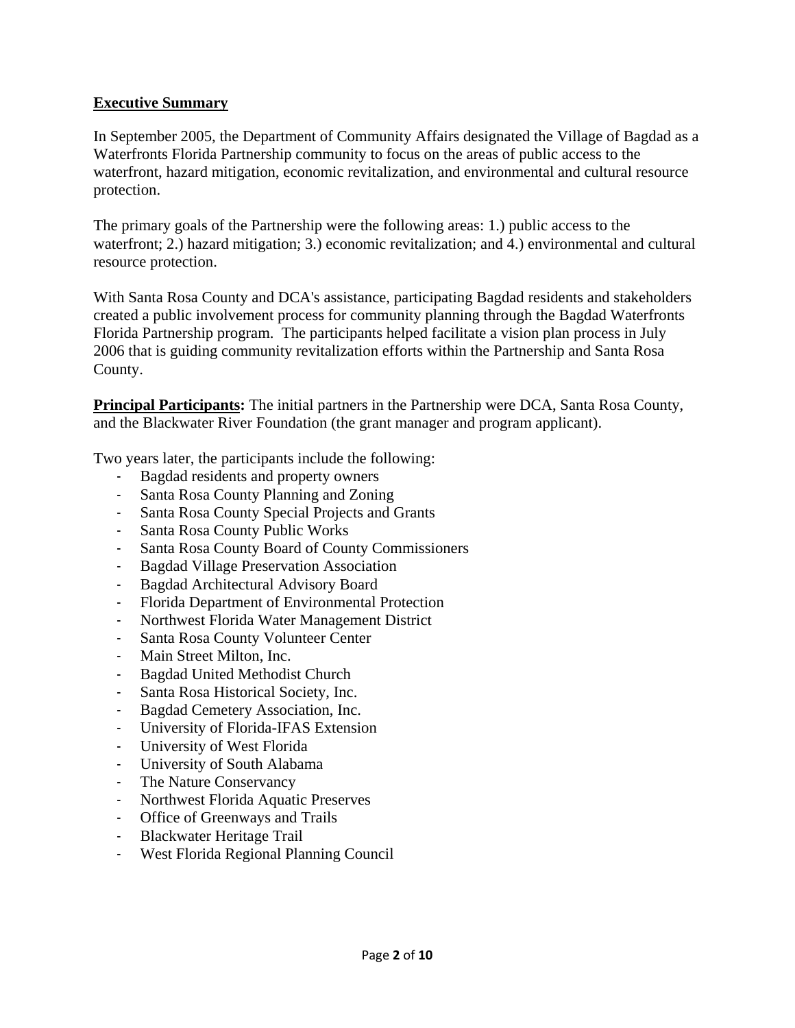## Executive Summary

In September 2005, the Department of Community Affairs designated the Village of Bagdad as a Waterfronts Florida Partnership community to focus on the areas of public access to the waterfront, hazard mitigation, economic revitalization, and environmental and cultural resource protection.

The primary goals of the Partnership were the following areas: 1.) public access to the waterfront; 2.) hazard mitigation; 3.) economic revitalization; and 4.) environmental and cultural resource protection.

With Santa Rosa County and DCA's assistance, participating Bagdad residents and stakeholders created a public involvement process for community planning through the Bagdad Waterfronts Florida Partnership program. The participants helped facilitate a vision plan process in July 2006 that is guiding community revitalization efforts within the Partnership and Santa Rosa County.

**Principal Participants:** The initial partners in the Partnership were DCA, Santa Rosa County, and the Blackwater River Foundation (the grant manager and program applicant).

Two years later, the participants include the following:

- Bagdad residents and property owners
- Santa Rosa County Planning and Zoning
- Santa Rosa County Special Projects and Grants
- Santa Rosa County Public Works
- Santa Rosa County Board of County Commissioners
- Bagdad Village Preservation Association
- Bagdad Architectural Advisory Board
- Florida Department of Environmental Protection
- Northwest Florida Water Management District
- Santa Rosa County Volunteer Center
- Main Street Milton, Inc.
- Bagdad United Methodist Church
- Santa Rosa Historical Society, Inc.
- Bagdad Cemetery Association, Inc.
- University of Florida-IFAS Extension
- University of West Florida
- University of South Alabama
- The Nature Conservancy
- Northwest Florida Aquatic Preserves
- Office of Greenways and Trails
- Blackwater Heritage Trail
- West Florida Regional Planning Council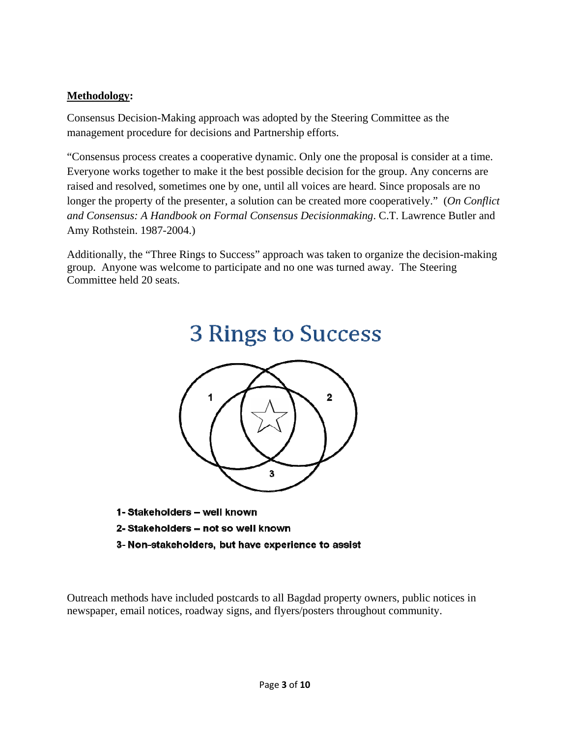**Methodology:**

Consensus Decision-Making approach was adopted by the Steering Committee as the management procedure for decisions and Partnership efforts.

"Consensus process creates a cooperative dynamic. Only one the proposal is consider at a time. Everyone works together to make it the best possible decision for the group. Any concerns are raised and resolved, sometimes one by one, until all voices are heard. Since proposals are no longer the property of the presenter, a solution can be created more cooperatively." (*On Conflict and Consensus: A Handbook on Formal Consensus Decisionmaking*. C.T. Lawrence Butler and Amy Rothstein. 1987-2004.)

Additionally, the "Three Rings to Success" approach was taken to organize the decision-making group. Anyone was welcome to participate and no one was turned away. The Steering Committee held 20 seats.

## 3 Rings to Success

1- Stakeholders – well known
2- Stakeholders – not so well known
3- Non-stakeholders, but have experience to assist

Outreach methods have included postcards to all Bagdad property owners, public notices in newspaper, email notices, roadway signs, and flyers/posters throughout community.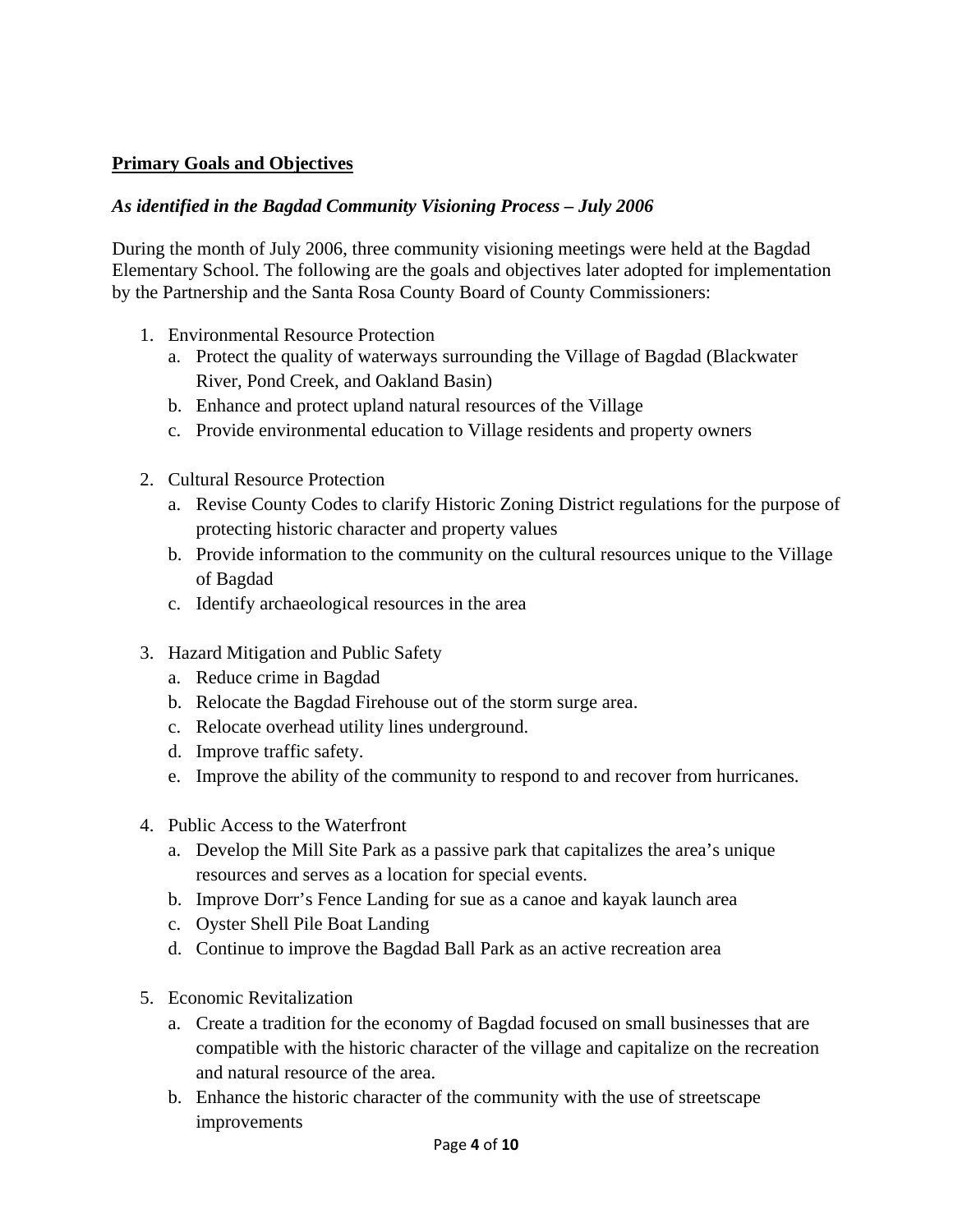**Primary Goals and Objectives**

***As identified in the Bagdad Community Visioning Process – July 2006***

During the month of July 2006, three community visioning meetings were held at the Bagdad Elementary School. The following are the goals and objectives later adopted for implementation by the Partnership and the Santa Rosa County Board of County Commissioners:

1. Environmental Resource Protection
   a. Protect the quality of waterways surrounding the Village of Bagdad (Blackwater River, Pond Creek, and Oakland Basin)
   b. Enhance and protect upland natural resources of the Village
   c. Provide environmental education to Village residents and property owners

2. Cultural Resource Protection
   a. Revise County Codes to clarify Historic Zoning District regulations for the purpose of protecting historic character and property values
   b. Provide information to the community on the cultural resources unique to the Village of Bagdad
   c. Identify archaeological resources in the area

3. Hazard Mitigation and Public Safety
   a. Reduce crime in Bagdad
   b. Relocate the Bagdad Firehouse out of the storm surge area.
   c. Relocate overhead utility lines underground.
   d. Improve traffic safety.
   e. Improve the ability of the community to respond to and recover from hurricanes.

4. Public Access to the Waterfront
   a. Develop the Mill Site Park as a passive park that capitalizes the area's unique resources and serves as a location for special events.
   b. Improve Dorr's Fence Landing for sue as a canoe and kayak launch area
   c. Oyster Shell Pile Boat Landing
   d. Continue to improve the Bagdad Ball Park as an active recreation area

5. Economic Revitalization
   a. Create a tradition for the economy of Bagdad focused on small businesses that are compatible with the historic character of the village and capitalize on the recreation and natural resource of the area.
   b. Enhance the historic character of the community with the use of streetscape improvements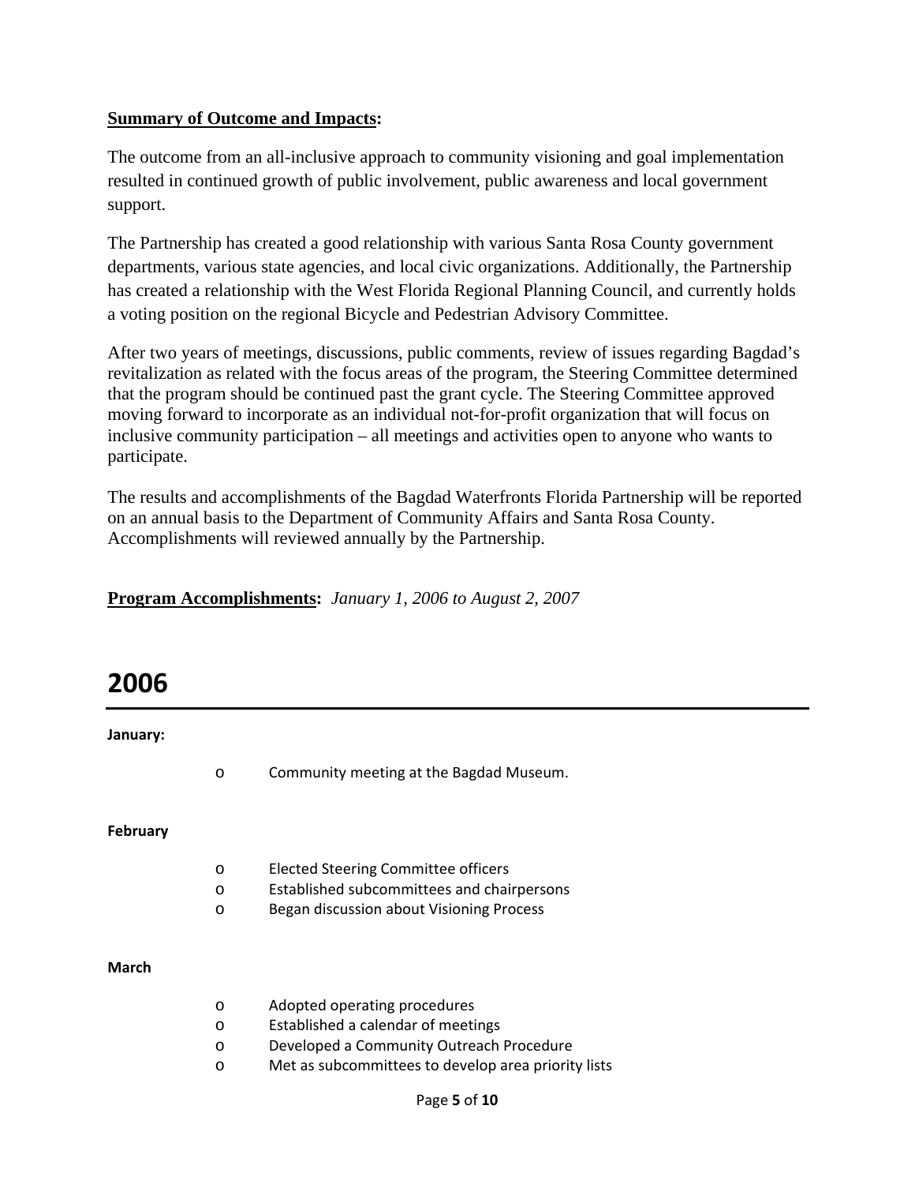**Summary of Outcome and Impacts:**

The outcome from an all-inclusive approach to community visioning and goal implementation resulted in continued growth of public involvement, public awareness and local government support.

The Partnership has created a good relationship with various Santa Rosa County government departments, various state agencies, and local civic organizations. Additionally, the Partnership has created a relationship with the West Florida Regional Planning Council, and currently holds a voting position on the regional Bicycle and Pedestrian Advisory Committee.

After two years of meetings, discussions, public comments, review of issues regarding Bagdad's revitalization as related with the focus areas of the program, the Steering Committee determined that the program should be continued past the grant cycle. The Steering Committee approved moving forward to incorporate as an individual not-for-profit organization that will focus on inclusive community participation – all meetings and activities open to anyone who wants to participate.

The results and accomplishments of the Bagdad Waterfronts Florida Partnership will be reported on an annual basis to the Department of Community Affairs and Santa Rosa County. Accomplishments will reviewed annually by the Partnership.

**Program Accomplishments:** *January 1, 2006 to August 2, 2007*

# 2006

**January:**

- Community meeting at the Bagdad Museum.

**February**

- Elected Steering Committee officers
- Established subcommittees and chairpersons
- Began discussion about Visioning Process

**March**

- Adopted operating procedures
- Established a calendar of meetings
- Developed a Community Outreach Procedure
- Met as subcommittees to develop area priority lists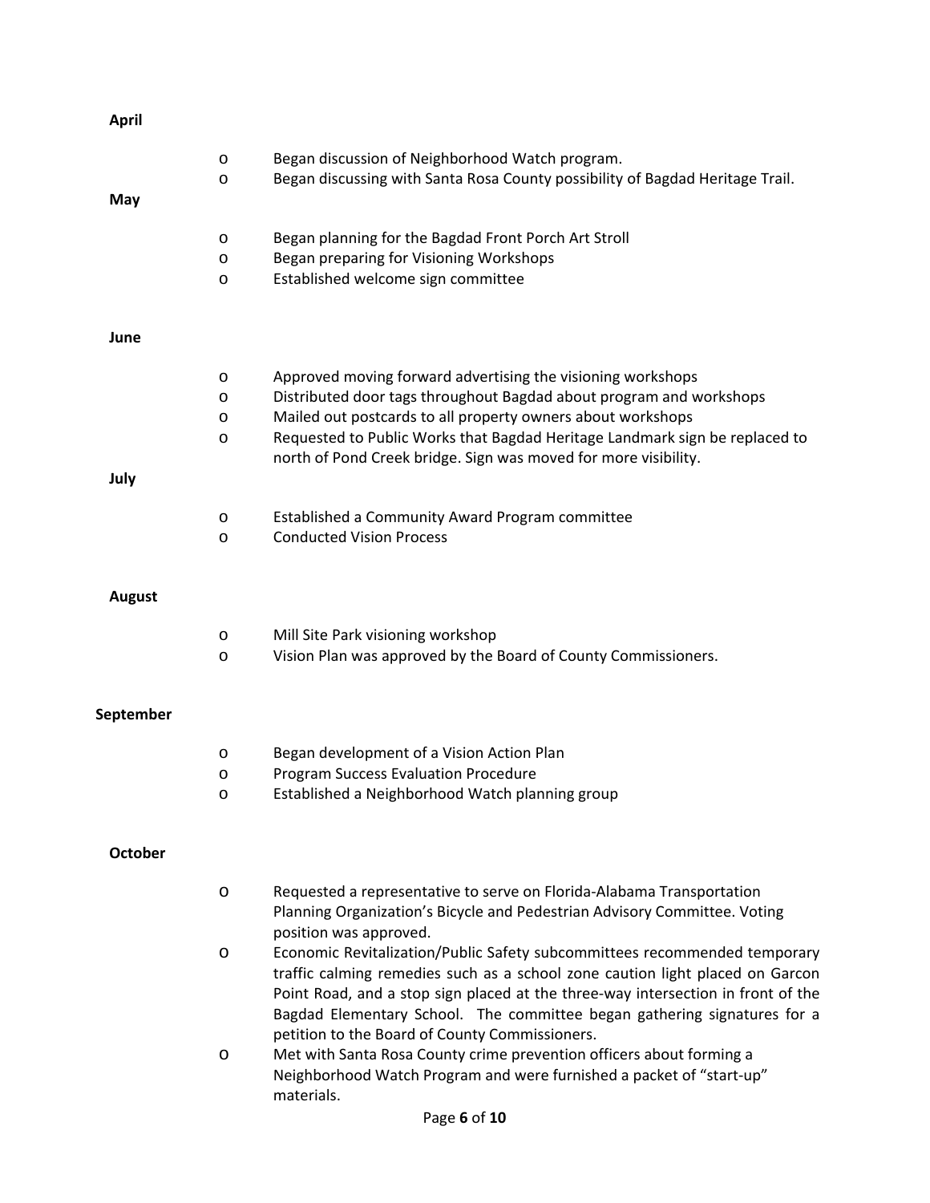**April**

- Began discussion of Neighborhood Watch program.
- Began discussing with Santa Rosa County possibility of Bagdad Heritage Trail.

**May**

- Began planning for the Bagdad Front Porch Art Stroll
- Began preparing for Visioning Workshops
- Established welcome sign committee

**June**

- Approved moving forward advertising the visioning workshops
- Distributed door tags throughout Bagdad about program and workshops
- Mailed out postcards to all property owners about workshops
- Requested to Public Works that Bagdad Heritage Landmark sign be replaced to north of Pond Creek bridge. Sign was moved for more visibility.

**July**

- Established a Community Award Program committee
- Conducted Vision Process

**August**

- Mill Site Park visioning workshop
- Vision Plan was approved by the Board of County Commissioners.

**September**

- Began development of a Vision Action Plan
- Program Success Evaluation Procedure
- Established a Neighborhood Watch planning group

**October**

- Requested a representative to serve on Florida-Alabama Transportation Planning Organization's Bicycle and Pedestrian Advisory Committee. Voting position was approved.
- Economic Revitalization/Public Safety subcommittees recommended temporary traffic calming remedies such as a school zone caution light placed on Garcon Point Road, and a stop sign placed at the three-way intersection in front of the Bagdad Elementary School. The committee began gathering signatures for a petition to the Board of County Commissioners.
- Met with Santa Rosa County crime prevention officers about forming a Neighborhood Watch Program and were furnished a packet of "start-up" materials.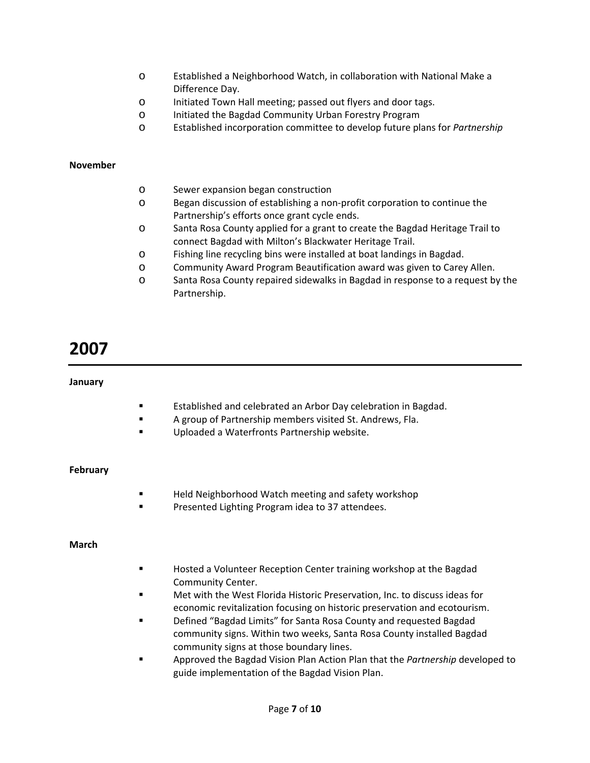- Established a Neighborhood Watch, in collaboration with National Make a Difference Day.
- Initiated Town Hall meeting; passed out flyers and door tags.
- Initiated the Bagdad Community Urban Forestry Program
- Established incorporation committee to develop future plans for *Partnership*

**November**

- Sewer expansion began construction
- Began discussion of establishing a non-profit corporation to continue the Partnership's efforts once grant cycle ends.
- Santa Rosa County applied for a grant to create the Bagdad Heritage Trail to connect Bagdad with Milton's Blackwater Heritage Trail.
- Fishing line recycling bins were installed at boat landings in Bagdad.
- Community Award Program Beautification award was given to Carey Allen.
- Santa Rosa County repaired sidewalks in Bagdad in response to a request by the Partnership.

# 2007

**January**

- Established and celebrated an Arbor Day celebration in Bagdad.
- A group of Partnership members visited St. Andrews, Fla.
- Uploaded a Waterfronts Partnership website.

**February**

- Held Neighborhood Watch meeting and safety workshop
- Presented Lighting Program idea to 37 attendees.

**March**

- Hosted a Volunteer Reception Center training workshop at the Bagdad Community Center.
- Met with the West Florida Historic Preservation, Inc. to discuss ideas for economic revitalization focusing on historic preservation and ecotourism.
- Defined "Bagdad Limits" for Santa Rosa County and requested Bagdad community signs. Within two weeks, Santa Rosa County installed Bagdad community signs at those boundary lines.
- Approved the Bagdad Vision Plan Action Plan that the *Partnership* developed to guide implementation of the Bagdad Vision Plan.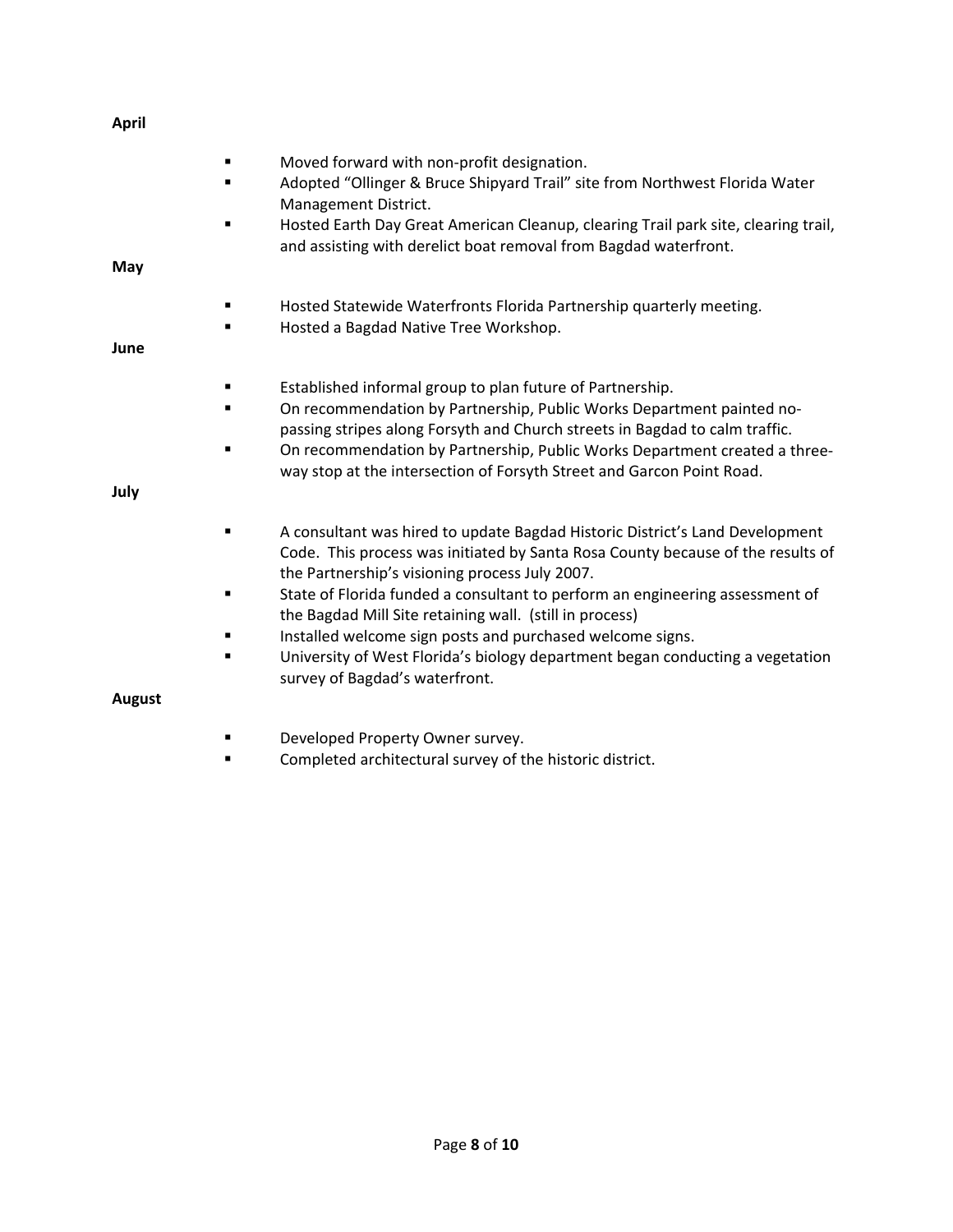**April**

- Moved forward with non-profit designation.
- Adopted "Ollinger & Bruce Shipyard Trail" site from Northwest Florida Water Management District.
- Hosted Earth Day Great American Cleanup, clearing Trail park site, clearing trail, and assisting with derelict boat removal from Bagdad waterfront.

**May**

- Hosted Statewide Waterfronts Florida Partnership quarterly meeting.
- Hosted a Bagdad Native Tree Workshop.

**June**

- Established informal group to plan future of Partnership.
- On recommendation by Partnership, Public Works Department painted no-passing stripes along Forsyth and Church streets in Bagdad to calm traffic.
- On recommendation by Partnership, Public Works Department created a three-way stop at the intersection of Forsyth Street and Garcon Point Road.

**July**

- A consultant was hired to update Bagdad Historic District's Land Development Code. This process was initiated by Santa Rosa County because of the results of the Partnership's visioning process July 2007.
- State of Florida funded a consultant to perform an engineering assessment of the Bagdad Mill Site retaining wall. (still in process)
- Installed welcome sign posts and purchased welcome signs.
- University of West Florida's biology department began conducting a vegetation survey of Bagdad's waterfront.

**August**

- Developed Property Owner survey.
- Completed architectural survey of the historic district.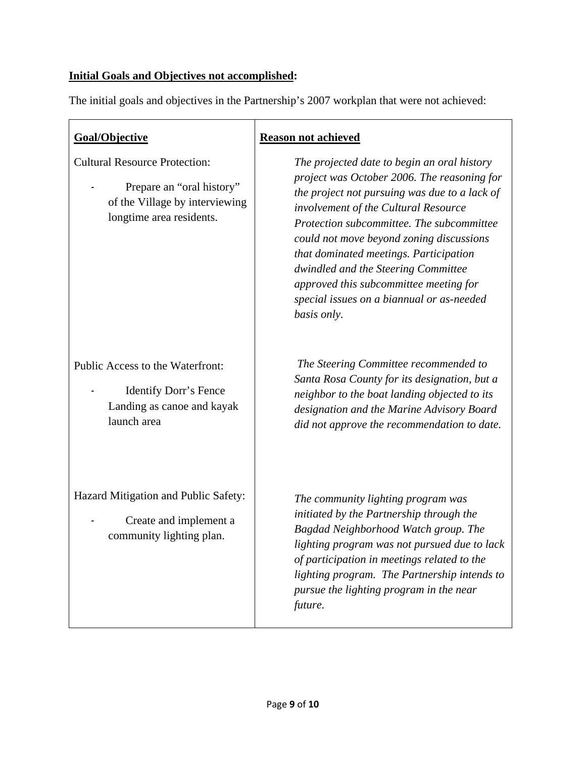**Initial Goals and Objectives not accomplished:**

The initial goals and objectives in the Partnership's 2007 workplan that were not achieved:

| Goal/Objective | Reason not achieved |
|---|---|
| Cultural Resource Protection:<br>- Prepare an "oral history" of the Village by interviewing longtime area residents. | *The projected date to begin an oral history project was October 2006. The reasoning for the project not pursuing was due to a lack of involvement of the Cultural Resource Protection subcommittee. The subcommittee could not move beyond zoning discussions that dominated meetings. Participation dwindled and the Steering Committee approved this subcommittee meeting for special issues on a biannual or as-needed basis only.* |
| Public Access to the Waterfront:<br>- Identify Dorr's Fence Landing as canoe and kayak launch area | *The Steering Committee recommended to Santa Rosa County for its designation, but a neighbor to the boat landing objected to its designation and the Marine Advisory Board did not approve the recommendation to date.* |
| Hazard Mitigation and Public Safety:<br>- Create and implement a community lighting plan. | *The community lighting program was initiated by the Partnership through the Bagdad Neighborhood Watch group. The lighting program was not pursued due to lack of participation in meetings related to the lighting program. The Partnership intends to pursue the lighting program in the near future.* |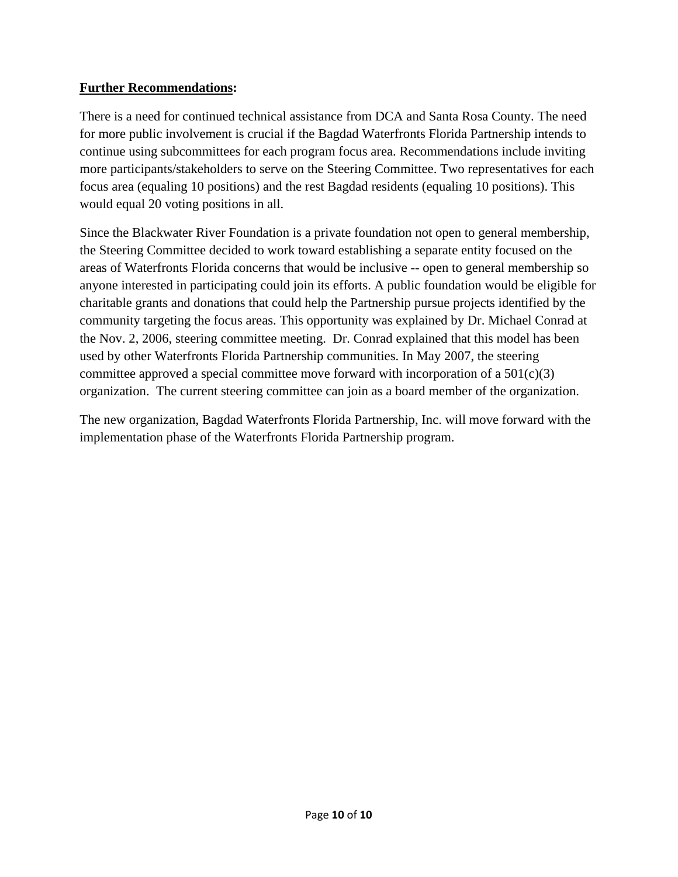**Further Recommendations:**

There is a need for continued technical assistance from DCA and Santa Rosa County. The need for more public involvement is crucial if the Bagdad Waterfronts Florida Partnership intends to continue using subcommittees for each program focus area. Recommendations include inviting more participants/stakeholders to serve on the Steering Committee. Two representatives for each focus area (equaling 10 positions) and the rest Bagdad residents (equaling 10 positions). This would equal 20 voting positions in all.

Since the Blackwater River Foundation is a private foundation not open to general membership, the Steering Committee decided to work toward establishing a separate entity focused on the areas of Waterfronts Florida concerns that would be inclusive -- open to general membership so anyone interested in participating could join its efforts. A public foundation would be eligible for charitable grants and donations that could help the Partnership pursue projects identified by the community targeting the focus areas. This opportunity was explained by Dr. Michael Conrad at the Nov. 2, 2006, steering committee meeting. Dr. Conrad explained that this model has been used by other Waterfronts Florida Partnership communities. In May 2007, the steering committee approved a special committee move forward with incorporation of a 501(c)(3) organization. The current steering committee can join as a board member of the organization.

The new organization, Bagdad Waterfronts Florida Partnership, Inc. will move forward with the implementation phase of the Waterfronts Florida Partnership program.